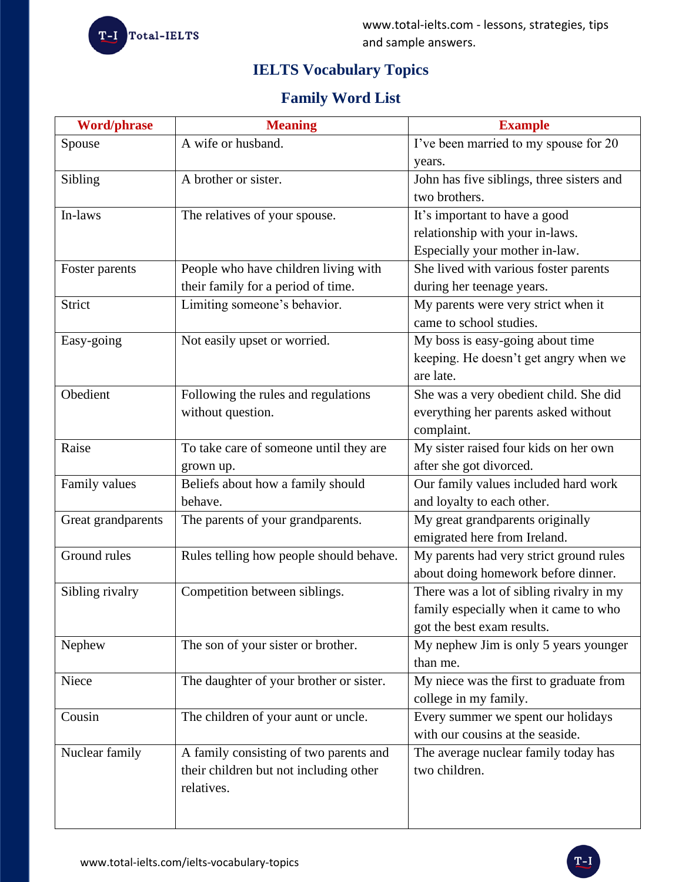# IELTS Vocabulary Topics

## Family Word List

| Word/phrase | Meaning | Example |
|---|---|---|
| Spouse | A wife or husband. | I've been married to my spouse for 20 years. |
| Sibling | A brother or sister. | John has five siblings, three sisters and two brothers. |
| In-laws | The relatives of your spouse. | It's important to have a good relationship with your in-laws. Especially your mother in-law. |
| Foster parents | People who have children living with their family for a period of time. | She lived with various foster parents during her teenage years. |
| Strict | Limiting someone's behavior. | My parents were very strict when it came to school studies. |
| Easy-going | Not easily upset or worried. | My boss is easy-going about time keeping. He doesn't get angry when we are late. |
| Obedient | Following the rules and regulations without question. | She was a very obedient child. She did everything her parents asked without complaint. |
| Raise | To take care of someone until they are grown up. | My sister raised four kids on her own after she got divorced. |
| Family values | Beliefs about how a family should behave. | Our family values included hard work and loyalty to each other. |
| Great grandparents | The parents of your grandparents. | My great grandparents originally emigrated here from Ireland. |
| Ground rules | Rules telling how people should behave. | My parents had very strict ground rules about doing homework before dinner. |
| Sibling rivalry | Competition between siblings. | There was a lot of sibling rivalry in my family especially when it came to who got the best exam results. |
| Nephew | The son of your sister or brother. | My nephew Jim is only 5 years younger than me. |
| Niece | The daughter of your brother or sister. | My niece was the first to graduate from college in my family. |
| Cousin | The children of your aunt or uncle. | Every summer we spent our holidays with our cousins at the seaside. |
| Nuclear family | A family consisting of two parents and their children but not including other relatives. | The average nuclear family today has two children. |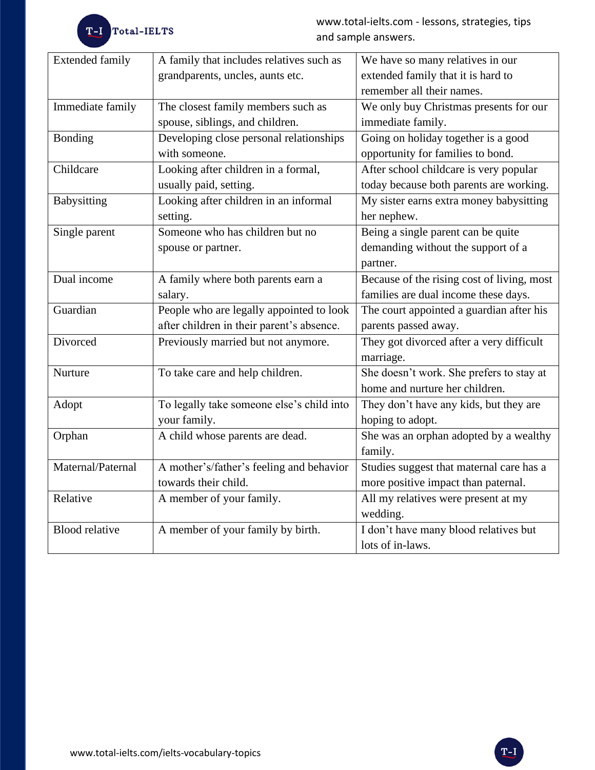| Extended family | A family that includes relatives such as grandparents, uncles, aunts etc. | We have so many relatives in our extended family that it is hard to remember all their names. |
|---|---|---|
| Immediate family | The closest family members such as spouse, siblings, and children. | We only buy Christmas presents for our immediate family. |
| Bonding | Developing close personal relationships with someone. | Going on holiday together is a good opportunity for families to bond. |
| Childcare | Looking after children in a formal, usually paid, setting. | After school childcare is very popular today because both parents are working. |
| Babysitting | Looking after children in an informal setting. | My sister earns extra money babysitting her nephew. |
| Single parent | Someone who has children but no spouse or partner. | Being a single parent can be quite demanding without the support of a partner. |
| Dual income | A family where both parents earn a salary. | Because of the rising cost of living, most families are dual income these days. |
| Guardian | People who are legally appointed to look after children in their parent's absence. | The court appointed a guardian after his parents passed away. |
| Divorced | Previously married but not anymore. | They got divorced after a very difficult marriage. |
| Nurture | To take care and help children. | She doesn't work. She prefers to stay at home and nurture her children. |
| Adopt | To legally take someone else's child into your family. | They don't have any kids, but they are hoping to adopt. |
| Orphan | A child whose parents are dead. | She was an orphan adopted by a wealthy family. |
| Maternal/Paternal | A mother's/father's feeling and behavior towards their child. | Studies suggest that maternal care has a more positive impact than paternal. |
| Relative | A member of your family. | All my relatives were present at my wedding. |
| Blood relative | A member of your family by birth. | I don't have many blood relatives but lots of in-laws. |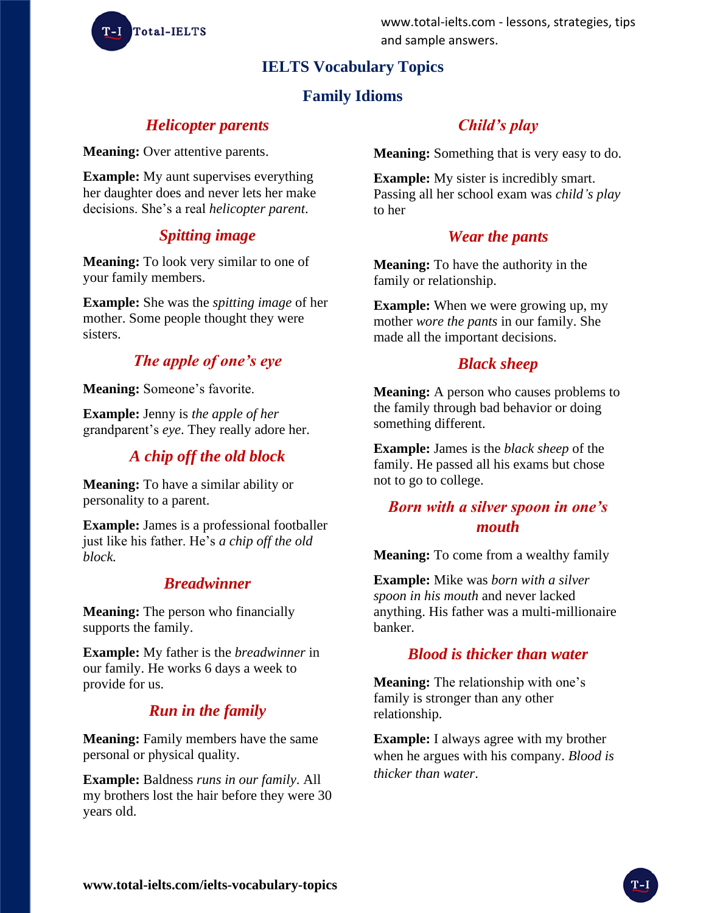# IELTS Vocabulary Topics

## Family Idioms

### *Helicopter parents*

**Meaning:** Over attentive parents.

**Example:** My aunt supervises everything her daughter does and never lets her make decisions. She's a real *helicopter parent*.

### *Spitting image*

**Meaning:** To look very similar to one of your family members.

**Example:** She was the *spitting image* of her mother. Some people thought they were sisters.

### *The apple of one's eye*

**Meaning:** Someone's favorite.

**Example:** Jenny is *the apple of her* grandparent's *eye*. They really adore her.

### *A chip off the old block*

**Meaning:** To have a similar ability or personality to a parent.

**Example:** James is a professional footballer just like his father. He's *a chip off the old block.*

### *Breadwinner*

**Meaning:** The person who financially supports the family.

**Example:** My father is the *breadwinner* in our family. He works 6 days a week to provide for us.

### *Run in the family*

**Meaning:** Family members have the same personal or physical quality.

**Example:** Baldness *runs in our family*. All my brothers lost the hair before they were 30 years old.

### *Child's play*

**Meaning:** Something that is very easy to do.

**Example:** My sister is incredibly smart. Passing all her school exam was *child's play* to her

### *Wear the pants*

**Meaning:** To have the authority in the family or relationship.

**Example:** When we were growing up, my mother *wore the pants* in our family. She made all the important decisions.

### *Black sheep*

**Meaning:** A person who causes problems to the family through bad behavior or doing something different.

**Example:** James is the *black sheep* of the family. He passed all his exams but chose not to go to college.

### *Born with a silver spoon in one's mouth*

**Meaning:** To come from a wealthy family

**Example:** Mike was *born with a silver spoon in his mouth* and never lacked anything. His father was a multi-millionaire banker.

### *Blood is thicker than water*

**Meaning:** The relationship with one's family is stronger than any other relationship.

**Example:** I always agree with my brother when he argues with his company. *Blood is thicker than water*.